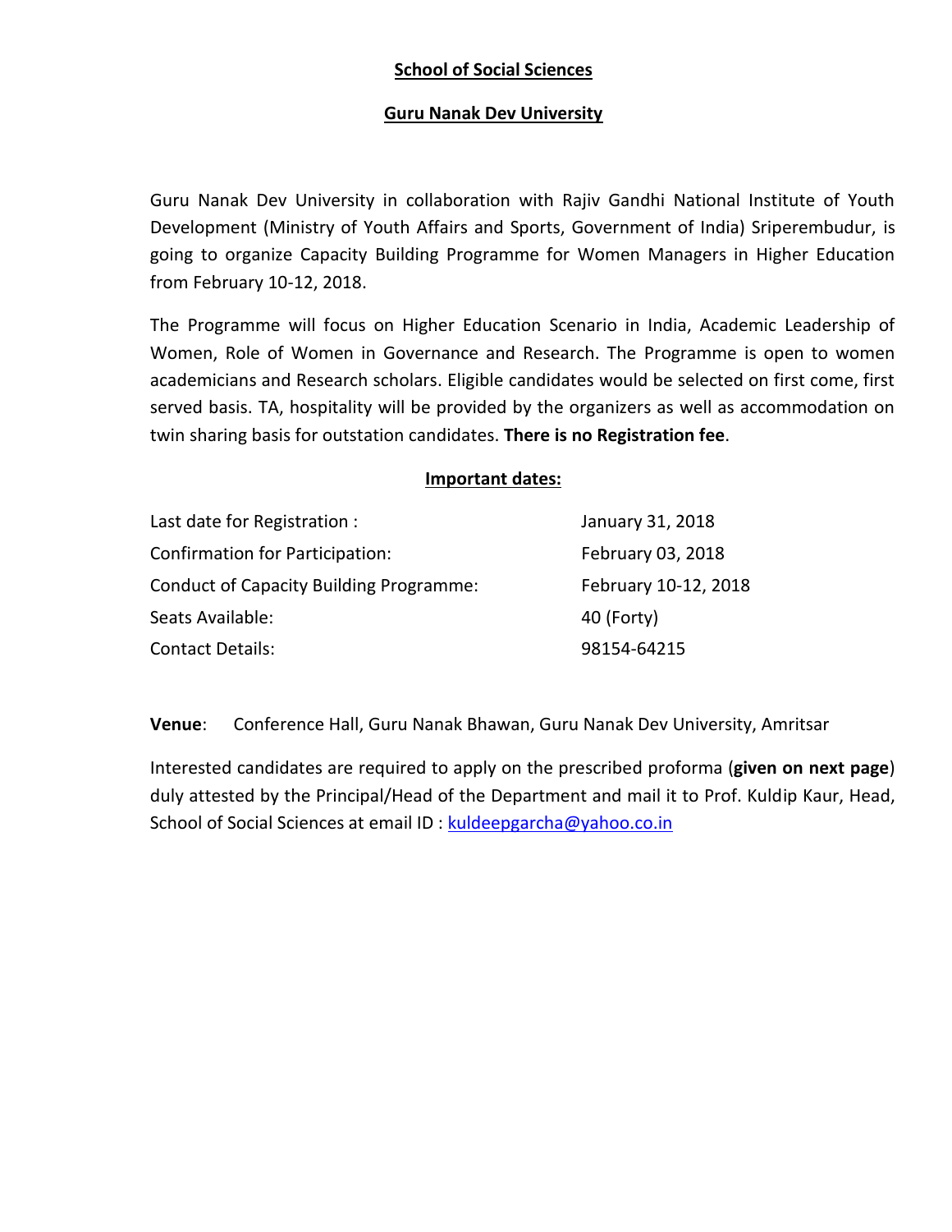# School of Social Sciences

## Guru Nanak Dev University

Guru Nanak Dev University in collaboration with Rajiv Gandhi National Institute of Youth Development (Ministry of Youth Affairs and Sports, Government of India) Sriperembudur, is going to organize Capacity Building Programme for Women Managers in Higher Education from February 10-12, 2018.

The Programme will focus on Higher Education Scenario in India, Academic Leadership of Women, Role of Women in Governance and Research. The Programme is open to women academicians and Research scholars. Eligible candidates would be selected on first come, first served basis. TA, hospitality will be provided by the organizers as well as accommodation on twin sharing basis for outstation candidates. **There is no Registration fee**.

### Important dates:

| | |
|---|---|
| Last date for Registration : | January 31, 2018 |
| Confirmation for Participation: | February 03, 2018 |
| Conduct of Capacity Building Programme: | February 10-12, 2018 |
| Seats Available: | 40 (Forty) |
| Contact Details: | 98154-64215 |

**Venue**: Conference Hall, Guru Nanak Bhawan, Guru Nanak Dev University, Amritsar

Interested candidates are required to apply on the prescribed proforma (**given on next page**) duly attested by the Principal/Head of the Department and mail it to Prof. Kuldip Kaur, Head, School of Social Sciences at email ID : kuldeepgarcha@yahoo.co.in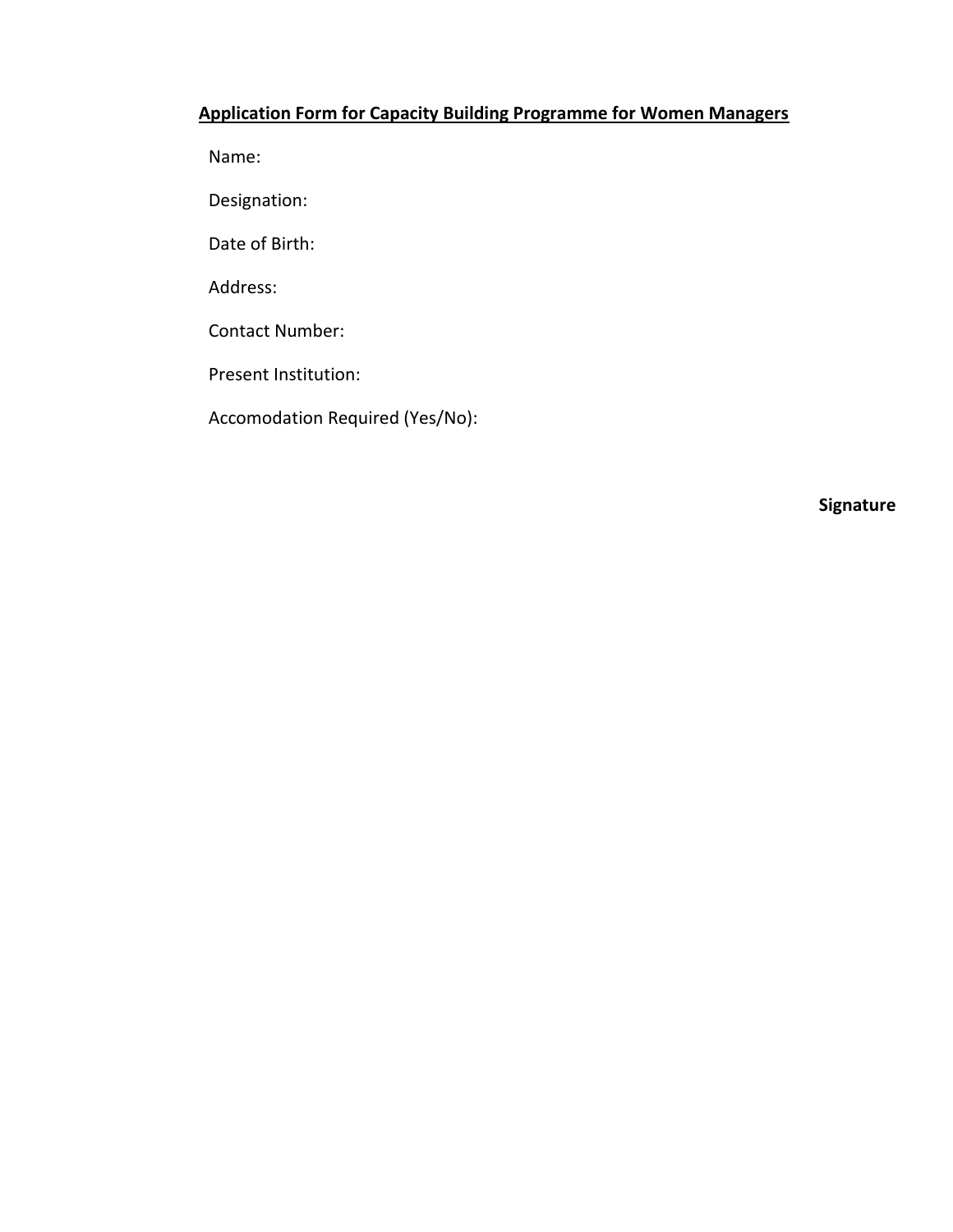**Application Form for Capacity Building Programme for Women Managers**

Name:

Designation:

Date of Birth:

Address:

Contact Number:

Present Institution:

Accomodation Required (Yes/No):

**Signature**